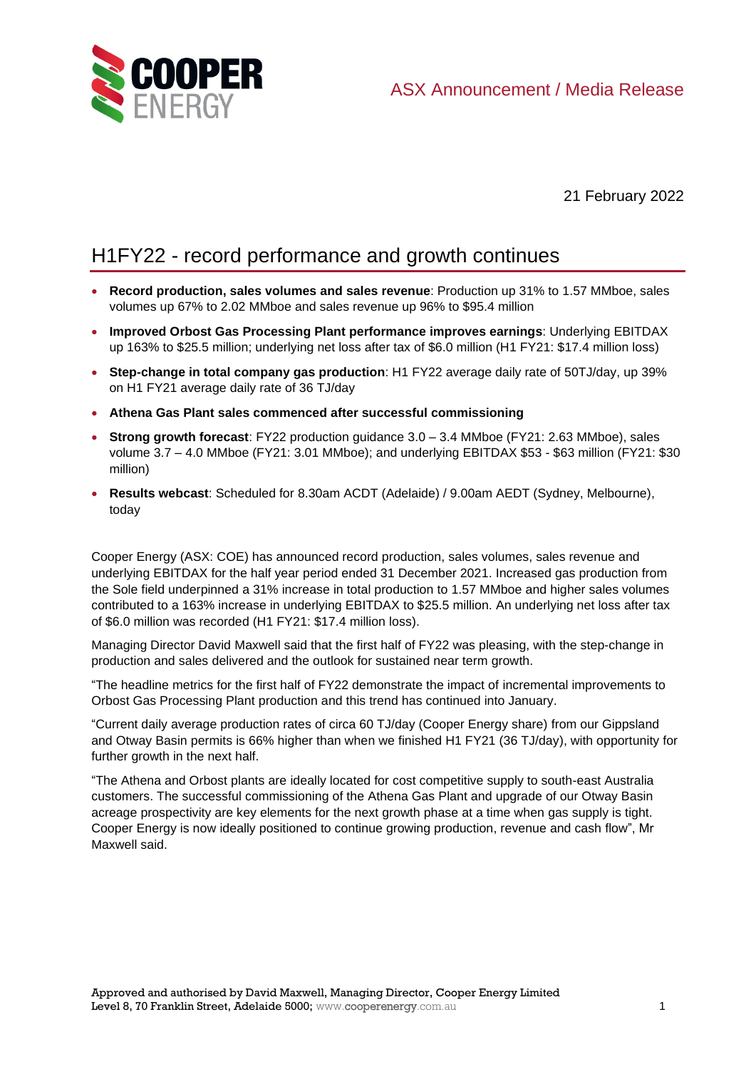ASX Announcement / Media Release

21 February 2022

# H1FY22 - record performance and growth continues

- **Record production, sales volumes and sales revenue**: Production up 31% to 1.57 MMboe, sales volumes up 67% to 2.02 MMboe and sales revenue up 96% to $95.4 million
- **Improved Orbost Gas Processing Plant performance improves earnings**: Underlying EBITDAX up 163% to $25.5 million; underlying net loss after tax of $6.0 million (H1 FY21: $17.4 million loss)
- **Step-change in total company gas production**: H1 FY22 average daily rate of 50TJ/day, up 39% on H1 FY21 average daily rate of 36 TJ/day
- **Athena Gas Plant sales commenced after successful commissioning**
- **Strong growth forecast**: FY22 production guidance 3.0 – 3.4 MMboe (FY21: 2.63 MMboe), sales volume 3.7 – 4.0 MMboe (FY21: 3.01 MMboe); and underlying EBITDAX $53 - $63 million (FY21: $30 million)
- **Results webcast**: Scheduled for 8.30am ACDT (Adelaide) / 9.00am AEDT (Sydney, Melbourne), today

Cooper Energy (ASX: COE) has announced record production, sales volumes, sales revenue and underlying EBITDAX for the half year period ended 31 December 2021. Increased gas production from the Sole field underpinned a 31% increase in total production to 1.57 MMboe and higher sales volumes contributed to a 163% increase in underlying EBITDAX to $25.5 million. An underlying net loss after tax of $6.0 million was recorded (H1 FY21: $17.4 million loss).

Managing Director David Maxwell said that the first half of FY22 was pleasing, with the step-change in production and sales delivered and the outlook for sustained near term growth.

"The headline metrics for the first half of FY22 demonstrate the impact of incremental improvements to Orbost Gas Processing Plant production and this trend has continued into January.

"Current daily average production rates of circa 60 TJ/day (Cooper Energy share) from our Gippsland and Otway Basin permits is 66% higher than when we finished H1 FY21 (36 TJ/day), with opportunity for further growth in the next half.

"The Athena and Orbost plants are ideally located for cost competitive supply to south-east Australia customers. The successful commissioning of the Athena Gas Plant and upgrade of our Otway Basin acreage prospectivity are key elements for the next growth phase at a time when gas supply is tight. Cooper Energy is now ideally positioned to continue growing production, revenue and cash flow", Mr Maxwell said.

Approved and authorised by David Maxwell, Managing Director, Cooper Energy Limited
Level 8, 70 Franklin Street, Adelaide 5000; www.cooperenergy.com.au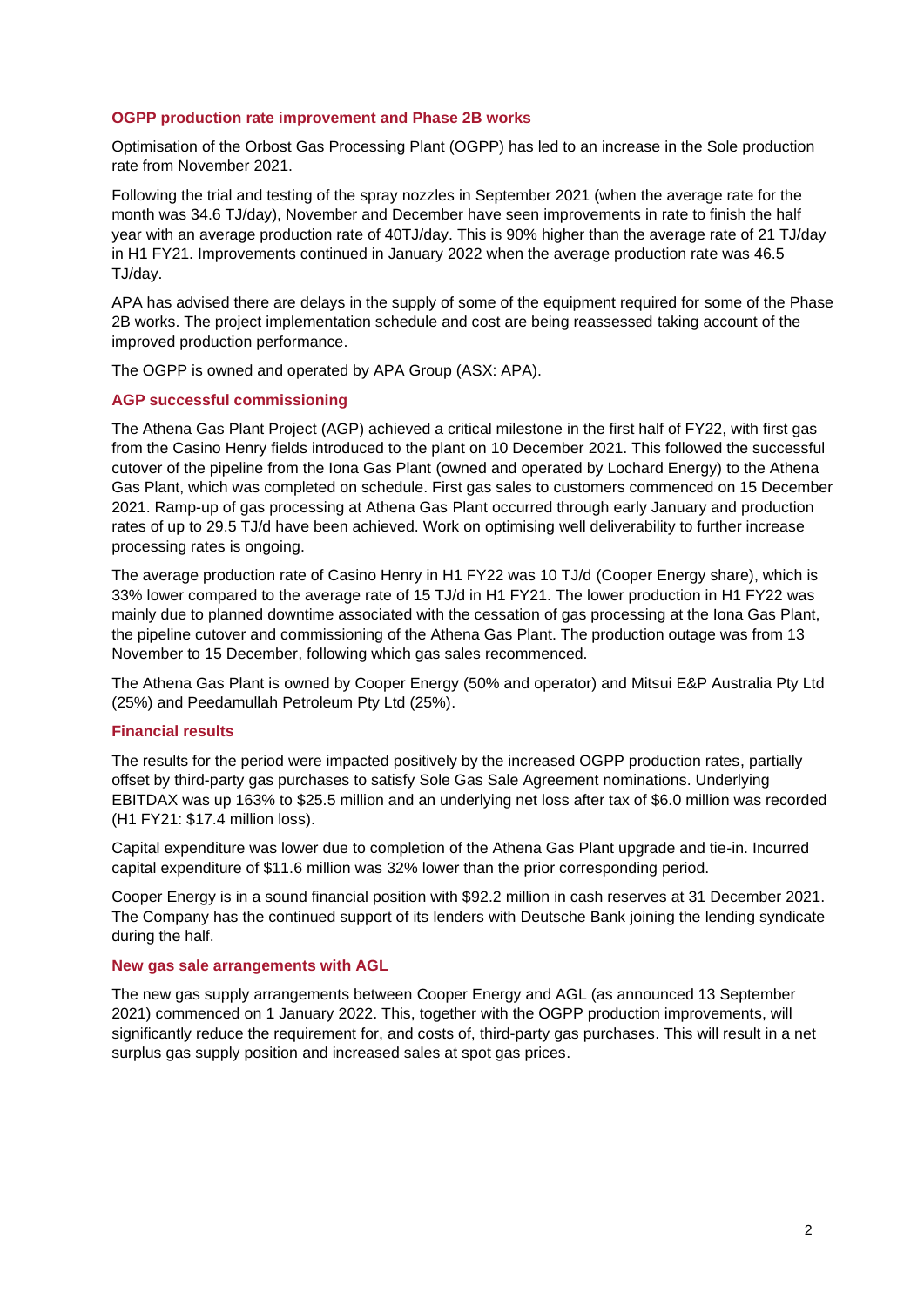### OGPP production rate improvement and Phase 2B works

Optimisation of the Orbost Gas Processing Plant (OGPP) has led to an increase in the Sole production rate from November 2021.

Following the trial and testing of the spray nozzles in September 2021 (when the average rate for the month was 34.6 TJ/day), November and December have seen improvements in rate to finish the half year with an average production rate of 40TJ/day. This is 90% higher than the average rate of 21 TJ/day in H1 FY21. Improvements continued in January 2022 when the average production rate was 46.5 TJ/day.

APA has advised there are delays in the supply of some of the equipment required for some of the Phase 2B works. The project implementation schedule and cost are being reassessed taking account of the improved production performance.

The OGPP is owned and operated by APA Group (ASX: APA).

### AGP successful commissioning

The Athena Gas Plant Project (AGP) achieved a critical milestone in the first half of FY22, with first gas from the Casino Henry fields introduced to the plant on 10 December 2021. This followed the successful cutover of the pipeline from the Iona Gas Plant (owned and operated by Lochard Energy) to the Athena Gas Plant, which was completed on schedule. First gas sales to customers commenced on 15 December 2021. Ramp-up of gas processing at Athena Gas Plant occurred through early January and production rates of up to 29.5 TJ/d have been achieved. Work on optimising well deliverability to further increase processing rates is ongoing.

The average production rate of Casino Henry in H1 FY22 was 10 TJ/d (Cooper Energy share), which is 33% lower compared to the average rate of 15 TJ/d in H1 FY21. The lower production in H1 FY22 was mainly due to planned downtime associated with the cessation of gas processing at the Iona Gas Plant, the pipeline cutover and commissioning of the Athena Gas Plant. The production outage was from 13 November to 15 December, following which gas sales recommenced.

The Athena Gas Plant is owned by Cooper Energy (50% and operator) and Mitsui E&P Australia Pty Ltd (25%) and Peedamullah Petroleum Pty Ltd (25%).

### Financial results

The results for the period were impacted positively by the increased OGPP production rates, partially offset by third-party gas purchases to satisfy Sole Gas Sale Agreement nominations. Underlying EBITDAX was up 163% to $25.5 million and an underlying net loss after tax of $6.0 million was recorded (H1 FY21: $17.4 million loss).

Capital expenditure was lower due to completion of the Athena Gas Plant upgrade and tie-in. Incurred capital expenditure of $11.6 million was 32% lower than the prior corresponding period.

Cooper Energy is in a sound financial position with $92.2 million in cash reserves at 31 December 2021. The Company has the continued support of its lenders with Deutsche Bank joining the lending syndicate during the half.

### New gas sale arrangements with AGL

The new gas supply arrangements between Cooper Energy and AGL (as announced 13 September 2021) commenced on 1 January 2022. This, together with the OGPP production improvements, will significantly reduce the requirement for, and costs of, third-party gas purchases. This will result in a net surplus gas supply position and increased sales at spot gas prices.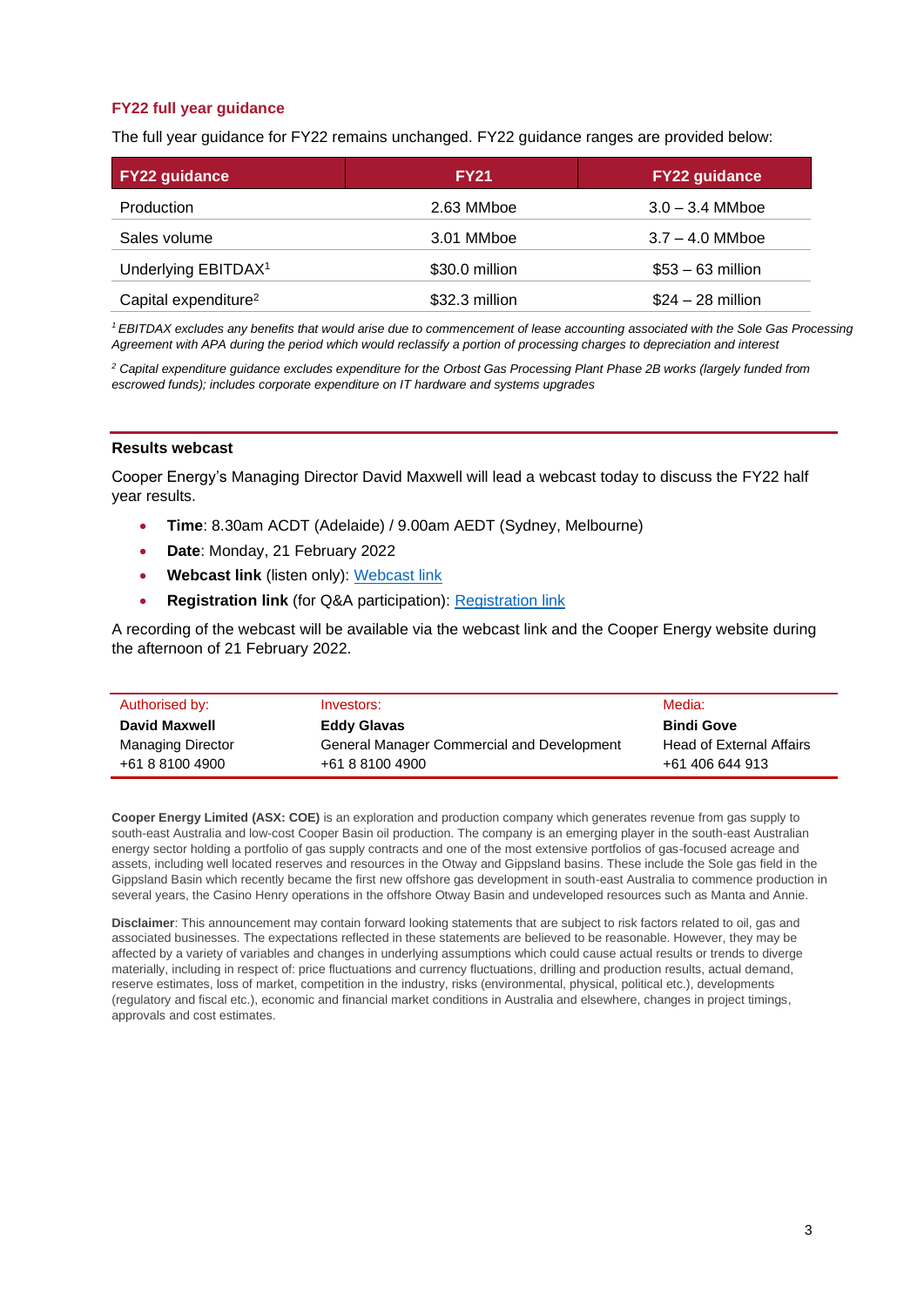## FY22 full year guidance

The full year guidance for FY22 remains unchanged. FY22 guidance ranges are provided below:

| FY22 guidance | FY21 | FY22 guidance |
|---|---|---|
| Production | 2.63 MMboe | 3.0 – 3.4 MMboe |
| Sales volume | 3.01 MMboe | 3.7 – 4.0 MMboe |
| Underlying EBITDAX[1] | $30.0 million | $53 – 63 million |
| Capital expenditure[2] | $32.3 million | $24 – 28 million |

*[1] EBITDAX excludes any benefits that would arise due to commencement of lease accounting associated with the Sole Gas Processing Agreement with APA during the period which would reclassify a portion of processing charges to depreciation and interest*

*[2] Capital expenditure guidance excludes expenditure for the Orbost Gas Processing Plant Phase 2B works (largely funded from escrowed funds); includes corporate expenditure on IT hardware and systems upgrades*

### Results webcast

Cooper Energy's Managing Director David Maxwell will lead a webcast today to discuss the FY22 half year results.

- **Time**: 8.30am ACDT (Adelaide) / 9.00am AEDT (Sydney, Melbourne)
- **Date**: Monday, 21 February 2022
- **Webcast link** (listen only): Webcast link
- **Registration link** (for Q&A participation): Registration link

A recording of the webcast will be available via the webcast link and the Cooper Energy website during the afternoon of 21 February 2022.

| Authorised by: | Investors: | Media: |
|---|---|---|
| **David Maxwell** | **Eddy Glavas** | **Bindi Gove** |
| Managing Director | General Manager Commercial and Development | Head of External Affairs |
| +61 8 8100 4900 | +61 8 8100 4900 | +61 406 644 913 |

**Cooper Energy Limited (ASX: COE)** is an exploration and production company which generates revenue from gas supply to south-east Australia and low-cost Cooper Basin oil production. The company is an emerging player in the south-east Australian energy sector holding a portfolio of gas supply contracts and one of the most extensive portfolios of gas-focused acreage and assets, including well located reserves and resources in the Otway and Gippsland basins. These include the Sole gas field in the Gippsland Basin which recently became the first new offshore gas development in south-east Australia to commence production in several years, the Casino Henry operations in the offshore Otway Basin and undeveloped resources such as Manta and Annie.

**Disclaimer**: This announcement may contain forward looking statements that are subject to risk factors related to oil, gas and associated businesses. The expectations reflected in these statements are believed to be reasonable. However, they may be affected by a variety of variables and changes in underlying assumptions which could cause actual results or trends to diverge materially, including in respect of: price fluctuations and currency fluctuations, drilling and production results, actual demand, reserve estimates, loss of market, competition in the industry, risks (environmental, physical, political etc.), developments (regulatory and fiscal etc.), economic and financial market conditions in Australia and elsewhere, changes in project timings, approvals and cost estimates.